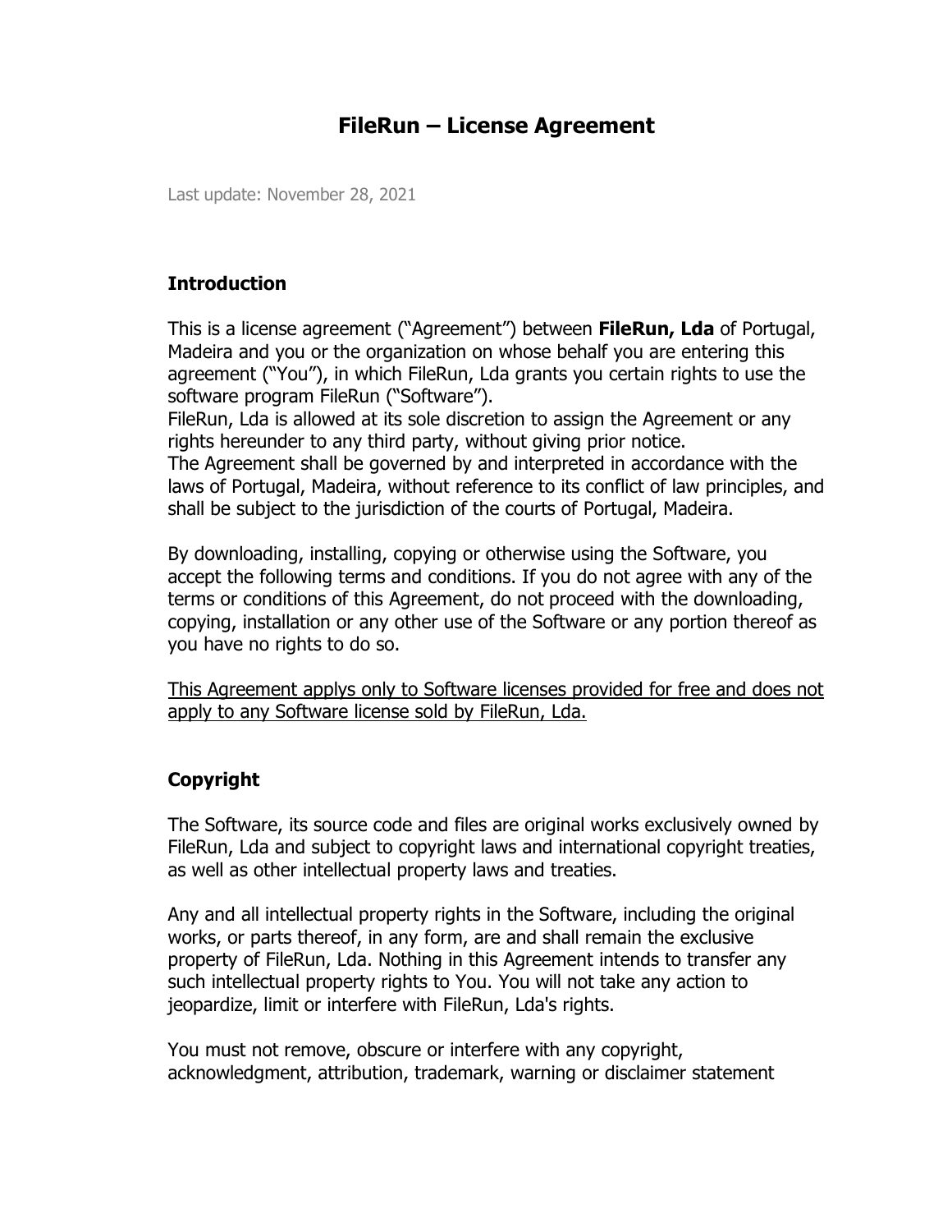# FileRun – License Agreement

Last update: November 28, 2021

## Introduction

This is a license agreement ("Agreement") between **FileRun, Lda** of Portugal, Madeira and you or the organization on whose behalf you are entering this agreement ("You"), in which FileRun, Lda grants you certain rights to use the software program FileRun ("Software").
FileRun, Lda is allowed at its sole discretion to assign the Agreement or any rights hereunder to any third party, without giving prior notice.
The Agreement shall be governed by and interpreted in accordance with the laws of Portugal, Madeira, without reference to its conflict of law principles, and shall be subject to the jurisdiction of the courts of Portugal, Madeira.

By downloading, installing, copying or otherwise using the Software, you accept the following terms and conditions. If you do not agree with any of the terms or conditions of this Agreement, do not proceed with the downloading, copying, installation or any other use of the Software or any portion thereof as you have no rights to do so.

<u>This Agreement applys only to Software licenses provided for free and does not apply to any Software license sold by FileRun, Lda.</u>

## Copyright

The Software, its source code and files are original works exclusively owned by FileRun, Lda and subject to copyright laws and international copyright treaties, as well as other intellectual property laws and treaties.

Any and all intellectual property rights in the Software, including the original works, or parts thereof, in any form, are and shall remain the exclusive property of FileRun, Lda. Nothing in this Agreement intends to transfer any such intellectual property rights to You. You will not take any action to jeopardize, limit or interfere with FileRun, Lda's rights.

You must not remove, obscure or interfere with any copyright, acknowledgment, attribution, trademark, warning or disclaimer statement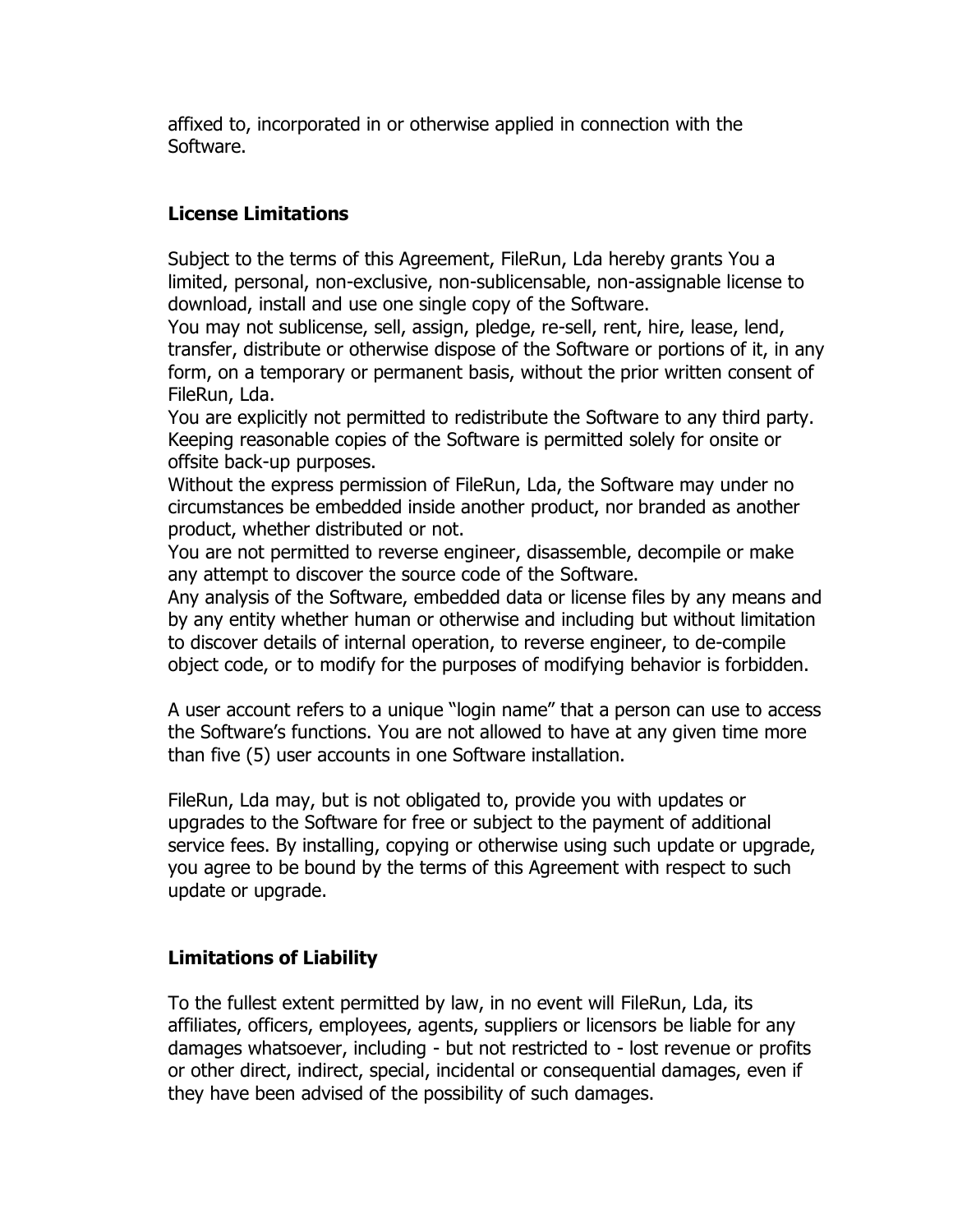affixed to, incorporated in or otherwise applied in connection with the Software.

## License Limitations

Subject to the terms of this Agreement, FileRun, Lda hereby grants You a limited, personal, non-exclusive, non-sublicensable, non-assignable license to download, install and use one single copy of the Software.
You may not sublicense, sell, assign, pledge, re-sell, rent, hire, lease, lend, transfer, distribute or otherwise dispose of the Software or portions of it, in any form, on a temporary or permanent basis, without the prior written consent of FileRun, Lda.
You are explicitly not permitted to redistribute the Software to any third party. Keeping reasonable copies of the Software is permitted solely for onsite or offsite back-up purposes.
Without the express permission of FileRun, Lda, the Software may under no circumstances be embedded inside another product, nor branded as another product, whether distributed or not.
You are not permitted to reverse engineer, disassemble, decompile or make any attempt to discover the source code of the Software.
Any analysis of the Software, embedded data or license files by any means and by any entity whether human or otherwise and including but without limitation to discover details of internal operation, to reverse engineer, to de-compile object code, or to modify for the purposes of modifying behavior is forbidden.

A user account refers to a unique "login name" that a person can use to access the Software's functions. You are not allowed to have at any given time more than five (5) user accounts in one Software installation.

FileRun, Lda may, but is not obligated to, provide you with updates or upgrades to the Software for free or subject to the payment of additional service fees. By installing, copying or otherwise using such update or upgrade, you agree to be bound by the terms of this Agreement with respect to such update or upgrade.

## Limitations of Liability

To the fullest extent permitted by law, in no event will FileRun, Lda, its affiliates, officers, employees, agents, suppliers or licensors be liable for any damages whatsoever, including - but not restricted to - lost revenue or profits or other direct, indirect, special, incidental or consequential damages, even if they have been advised of the possibility of such damages.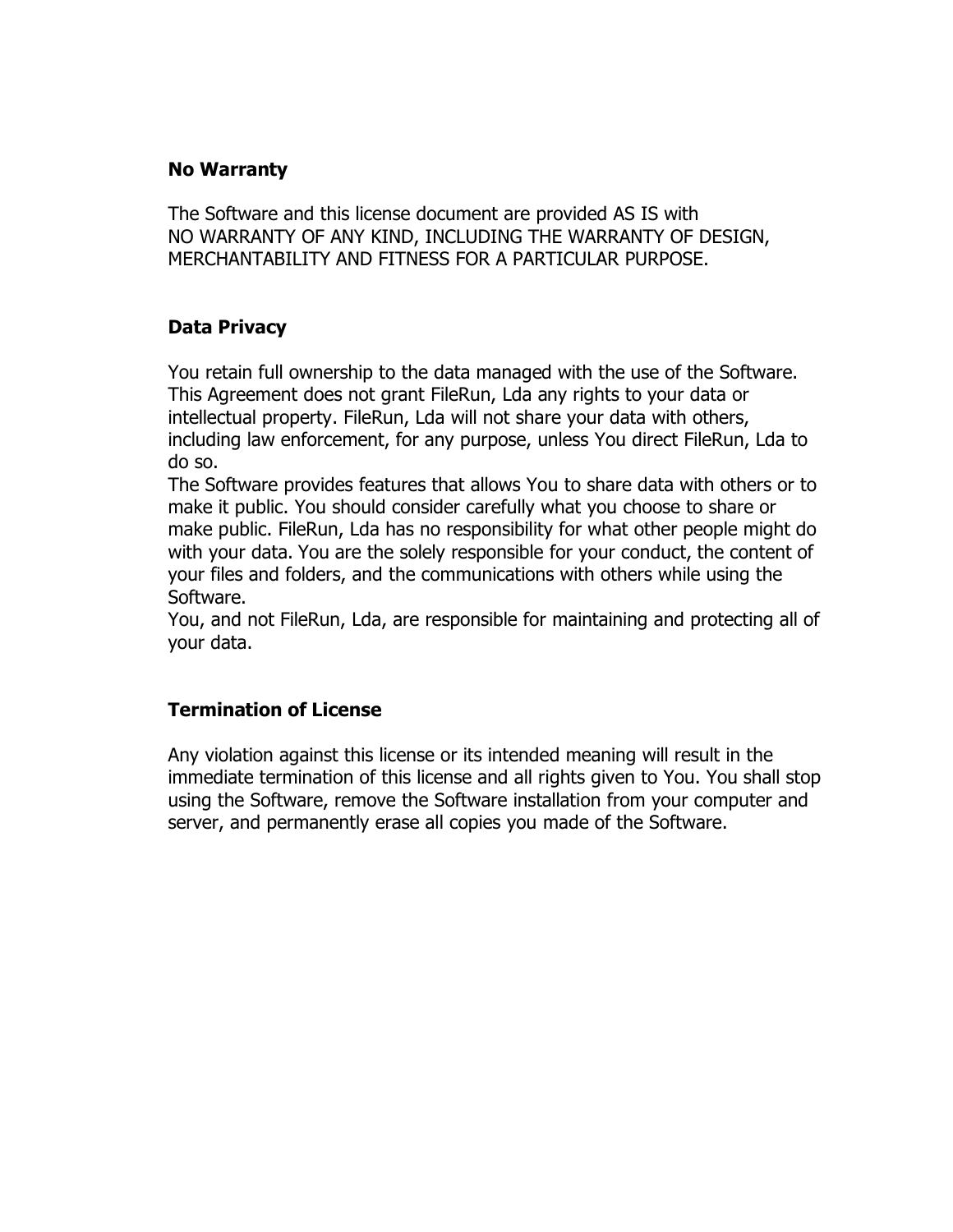**No Warranty**

The Software and this license document are provided AS IS with NO WARRANTY OF ANY KIND, INCLUDING THE WARRANTY OF DESIGN, MERCHANTABILITY AND FITNESS FOR A PARTICULAR PURPOSE.

**Data Privacy**

You retain full ownership to the data managed with the use of the Software. This Agreement does not grant FileRun, Lda any rights to your data or intellectual property. FileRun, Lda will not share your data with others, including law enforcement, for any purpose, unless You direct FileRun, Lda to do so.
The Software provides features that allows You to share data with others or to make it public. You should consider carefully what you choose to share or make public. FileRun, Lda has no responsibility for what other people might do with your data. You are the solely responsible for your conduct, the content of your files and folders, and the communications with others while using the Software.
You, and not FileRun, Lda, are responsible for maintaining and protecting all of your data.

**Termination of License**

Any violation against this license or its intended meaning will result in the immediate termination of this license and all rights given to You. You shall stop using the Software, remove the Software installation from your computer and server, and permanently erase all copies you made of the Software.